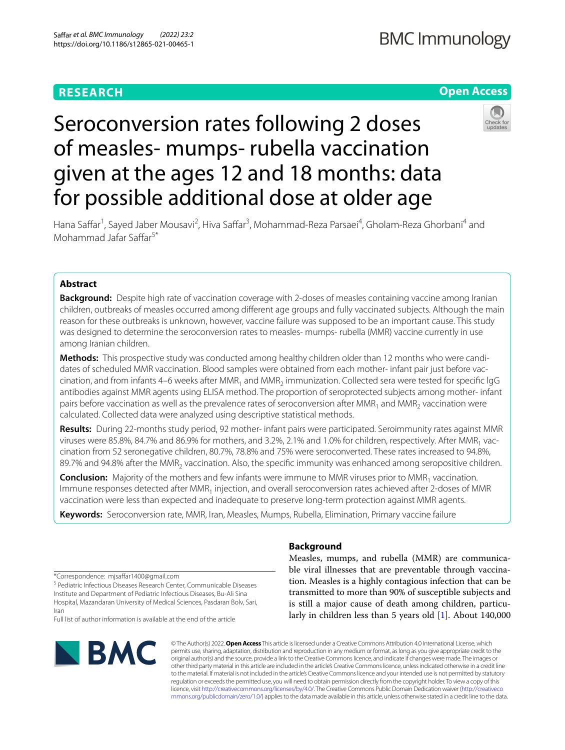**RESEARCH**

**Open Access**

# Seroconversion rates following 2 doses of measles- mumps- rubella vaccination given at the ages 12 and 18 months: data for possible additional dose at older age

Hana Saffar[1], Sayed Jaber Mousavi[2], Hiva Saffar[3], Mohammad-Reza Parsaei[4], Gholam-Reza Ghorbani[4] and Mohammad Jafar Saffar[5*]

## Abstract

**Background:** Despite high rate of vaccination coverage with 2-doses of measles containing vaccine among Iranian children, outbreaks of measles occurred among different age groups and fully vaccinated subjects. Although the main reason for these outbreaks is unknown, however, vaccine failure was supposed to be an important cause. This study was designed to determine the seroconversion rates to measles- mumps- rubella (MMR) vaccine currently in use among Iranian children.

**Methods:** This prospective study was conducted among healthy children older than 12 months who were candidates of scheduled MMR vaccination. Blood samples were obtained from each mother- infant pair just before vaccination, and from infants 4–6 weeks after $MMR_1$ and $MMR_2$ immunization. Collected sera were tested for specific IgG antibodies against MMR agents using ELISA method. The proportion of seroprotected subjects among mother- infant pairs before vaccination as well as the prevalence rates of seroconversion after $MMR_1$ and $MMR_2$ vaccination were calculated. Collected data were analyzed using descriptive statistical methods.

**Results:** During 22-months study period, 92 mother- infant pairs were participated. Seroimmunity rates against MMR viruses were 85.8%, 84.7% and 86.9% for mothers, and 3.2%, 2.1% and 1.0% for children, respectively. After $MMR_1$ vaccination from 52 seronegative children, 80.7%, 78.8% and 75% were seroconverted. These rates increased to 94.8%, 89.7% and 94.8% after the $MMR_2$ vaccination. Also, the specific immunity was enhanced among seropositive children.

**Conclusion:** Majority of the mothers and few infants were immune to MMR viruses prior to $MMR_1$ vaccination. Immune responses detected after $MMR_1$ injection, and overall seroconversion rates achieved after 2-doses of MMR vaccination were less than expected and inadequate to preserve long-term protection against MMR agents.

**Keywords:** Seroconversion rate, MMR, Iran, Measles, Mumps, Rubella, Elimination, Primary vaccine failure

## Background

Measles, mumps, and rubella (MMR) are communicable viral illnesses that are preventable through vaccination. Measles is a highly contagious infection that can be transmitted to more than 90% of susceptible subjects and is still a major cause of death among children, particularly in children less than 5 years old [1]. About 140,000

*Correspondence: mjsaffar1400@gmail.com

[5] Pediatric Infectious Diseases Research Center, Communicable Diseases Institute and Department of Pediatric Infectious Diseases, Bu-Ali Sina Hospital, Mazandaran University of Medical Sciences, Pasdaran Bolv, Sari, Iran

Full list of author information is available at the end of the article

© The Author(s) 2022. **Open Access** This article is licensed under a Creative Commons Attribution 4.0 International License, which permits use, sharing, adaptation, distribution and reproduction in any medium or format, as long as you give appropriate credit to the original author(s) and the source, provide a link to the Creative Commons licence, and indicate if changes were made. The images or other third party material in this article are included in the article's Creative Commons licence, unless indicated otherwise in a credit line to the material. If material is not included in the article's Creative Commons licence and your intended use is not permitted by statutory regulation or exceeds the permitted use, you will need to obtain permission directly from the copyright holder. To view a copy of this licence, visit http://creativecommons.org/licenses/by/4.0/. The Creative Commons Public Domain Dedication waiver (http://creativecommons.org/publicdomain/zero/1.0/) applies to the data made available in this article, unless otherwise stated in a credit line to the data.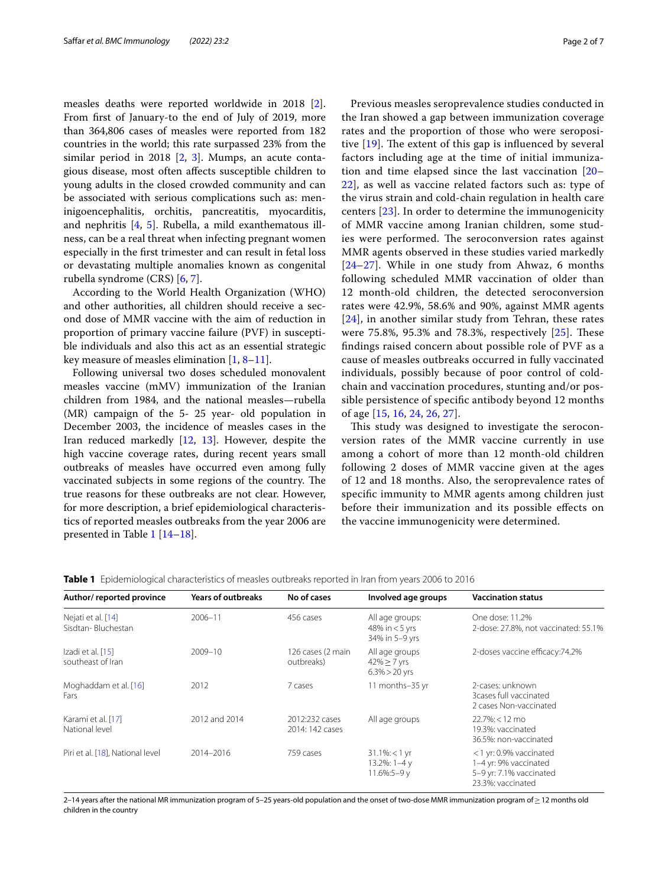measles deaths were reported worldwide in 2018 [2]. From first of January-to the end of July of 2019, more than 364,806 cases of measles were reported from 182 countries in the world; this rate surpassed 23% from the similar period in 2018 [2, 3]. Mumps, an acute contagious disease, most often affects susceptible children to young adults in the closed crowded community and can be associated with serious complications such as: meninigoencephalitis, orchitis, pancreatitis, myocarditis, and nephritis [4, 5]. Rubella, a mild exanthematous illness, can be a real threat when infecting pregnant women especially in the first trimester and can result in fetal loss or devastating multiple anomalies known as congenital rubella syndrome (CRS) [6, 7].

According to the World Health Organization (WHO) and other authorities, all children should receive a second dose of MMR vaccine with the aim of reduction in proportion of primary vaccine failure (PVF) in susceptible individuals and also this act as an essential strategic key measure of measles elimination [1, 8–11].

Following universal two doses scheduled monovalent measles vaccine (mMV) immunization of the Iranian children from 1984, and the national measles—rubella (MR) campaign of the 5- 25 year- old population in December 2003, the incidence of measles cases in the Iran reduced markedly [12, 13]. However, despite the high vaccine coverage rates, during recent years small outbreaks of measles have occurred even among fully vaccinated subjects in some regions of the country. The true reasons for these outbreaks are not clear. However, for more description, a brief epidemiological characteristics of reported measles outbreaks from the year 2006 are presented in Table 1 [14–18].

Previous measles seroprevalence studies conducted in the Iran showed a gap between immunization coverage rates and the proportion of those who were seropositive [19]. The extent of this gap is influenced by several factors including age at the time of initial immunization and time elapsed since the last vaccination [20–22], as well as vaccine related factors such as: type of the virus strain and cold-chain regulation in health care centers [23]. In order to determine the immunogenicity of MMR vaccine among Iranian children, some studies were performed. The seroconversion rates against MMR agents observed in these studies varied markedly [24–27]. While in one study from Ahwaz, 6 months following scheduled MMR vaccination of older than 12 month-old children, the detected seroconversion rates were 42.9%, 58.6% and 90%, against MMR agents [24], in another similar study from Tehran, these rates were 75.8%, 95.3% and 78.3%, respectively [25]. These findings raised concern about possible role of PVF as a cause of measles outbreaks occurred in fully vaccinated individuals, possibly because of poor control of cold-chain and vaccination procedures, stunting and/or possible persistence of specific antibody beyond 12 months of age [15, 16, 24, 26, 27].

This study was designed to investigate the seroconversion rates of the MMR vaccine currently in use among a cohort of more than 12 month-old children following 2 doses of MMR vaccine given at the ages of 12 and 18 months. Also, the seroprevalence rates of specific immunity to MMR agents among children just before their immunization and its possible effects on the vaccine immunogenicity were determined.

**Table 1** Epidemiological characteristics of measles outbreaks reported in Iran from years 2006 to 2016

| Author/ reported province | Years of outbreaks | No of cases | Involved age groups | Vaccination status |
|---|---|---|---|---|
| Nejati et al. [14] Sisdtan- Bluchestan | 2006–11 | 456 cases | All age groups: 48% in < 5 yrs 34% in 5–9 yrs | One dose: 11.2% 2-dose: 27.8%, not vaccinated: 55.1% |
| Izadi et al. [15] southeast of Iran | 2009–10 | 126 cases (2 main outbreaks) | All age groups 42% ≥ 7 yrs 6.3% > 20 yrs | 2-doses vaccine efficacy:74.2% |
| Moghaddam et al. [16] Fars | 2012 | 7 cases | 11 months–35 yr | 2-cases: unknown 3cases full vaccinated 2 cases Non-vaccinated |
| Karami et al. [17] National level | 2012 and 2014 | 2012:232 cases 2014: 142 cases | All age groups | 22.7%: < 12 mo 19.3%: vaccinated 36.5%: non-vaccinated |
| Piri et al. [18], National level | 2014–2016 | 759 cases | 31.1%: < 1 yr 13.2%: 1–4 y 11.6%:5–9 y | < 1 yr: 0.9% vaccinated 1–4 yr: 9% vaccinated 5–9 yr: 7.1% vaccinated 23.3%: vaccinated |

2–14 years after the national MR immunization program of 5–25 years-old population and the onset of two-dose MMR immunization program of ≥ 12 months old children in the country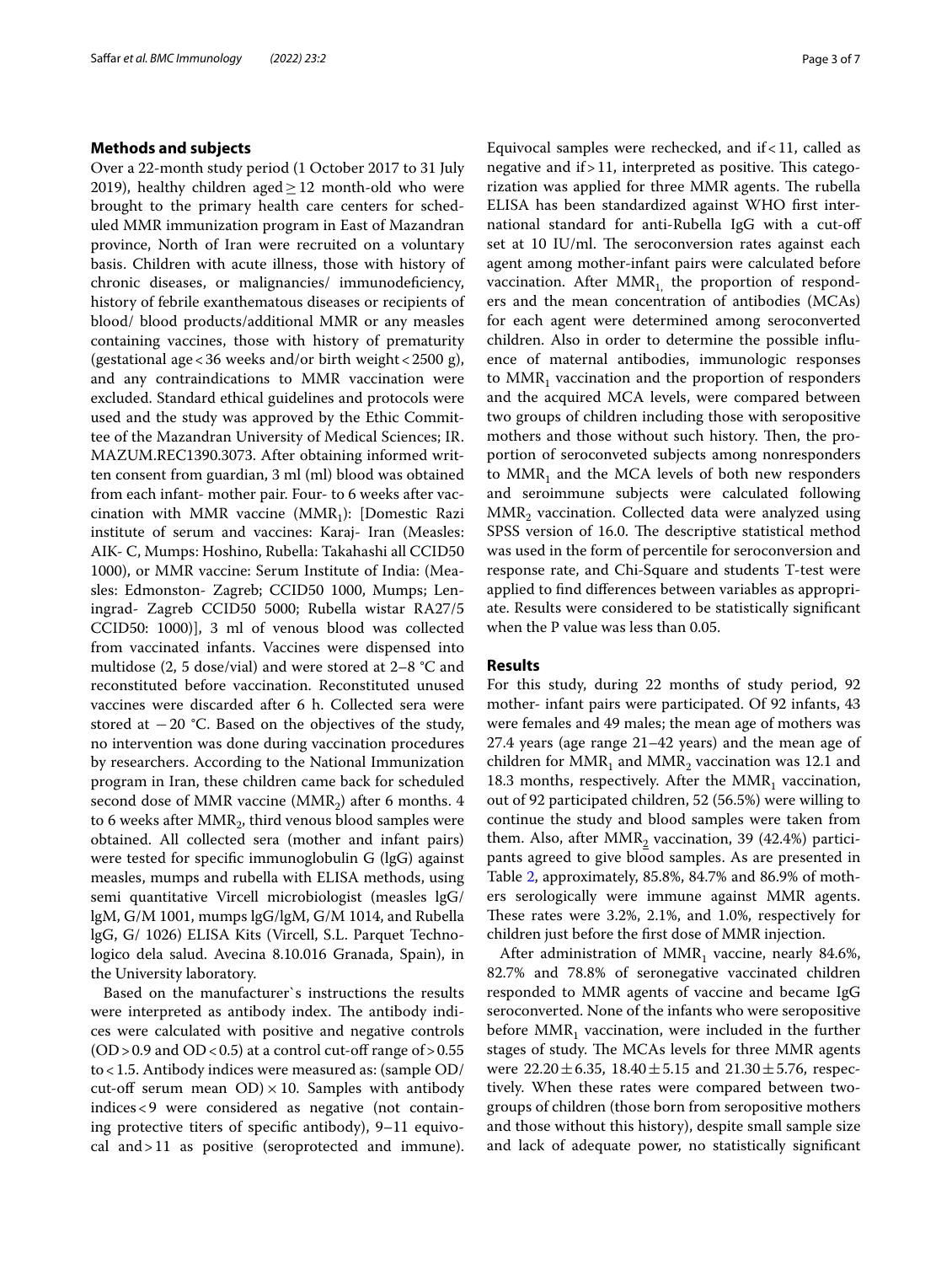## Methods and subjects

Over a 22-month study period (1 October 2017 to 31 July 2019), healthy children aged ≥ 12 month-old who were brought to the primary health care centers for scheduled MMR immunization program in East of Mazandran province, North of Iran were recruited on a voluntary basis. Children with acute illness, those with history of chronic diseases, or malignancies/ immunodeficiency, history of febrile exanthematous diseases or recipients of blood/ blood products/additional MMR or any measles containing vaccines, those with history of prematurity (gestational age < 36 weeks and/or birth weight < 2500 g), and any contraindications to MMR vaccination were excluded. Standard ethical guidelines and protocols were used and the study was approved by the Ethic Committee of the Mazandran University of Medical Sciences; IR. MAZUM.REC1390.3073. After obtaining informed written consent from guardian, 3 ml (ml) blood was obtained from each infant- mother pair. Four- to 6 weeks after vaccination with MMR vaccine ($MMR_1$): [Domestic Razi institute of serum and vaccines: Karaj- Iran (Measles: AIK- C, Mumps: Hoshino, Rubella: Takahashi all CCID50 1000), or MMR vaccine: Serum Institute of India: (Measles: Edmonston- Zagreb; CCID50 1000, Mumps; Leningrad- Zagreb CCID50 5000; Rubella wistar RA27/5 CCID50: 1000)], 3 ml of venous blood was collected from vaccinated infants. Vaccines were dispensed into multidose (2, 5 dose/vial) and were stored at 2–8 °C and reconstituted before vaccination. Reconstituted unused vaccines were discarded after 6 h. Collected sera were stored at −20 °C. Based on the objectives of the study, no intervention was done during vaccination procedures by researchers. According to the National Immunization program in Iran, these children came back for scheduled second dose of MMR vaccine ($MMR_2$) after 6 months. 4 to 6 weeks after $MMR_2$, third venous blood samples were obtained. All collected sera (mother and infant pairs) were tested for specific immunoglobulin G (lgG) against measles, mumps and rubella with ELISA methods, using semi quantitative Vircell microbiologist (measles lgG/ lgM, G/M 1001, mumps lgG/lgM, G/M 1014, and Rubella lgG, G/ 1026) ELISA Kits (Vircell, S.L. Parquet Technologico dela salud. Avecina 8.10.016 Granada, Spain), in the University laboratory.

Based on the manufacturer`s instructions the results were interpreted as antibody index. The antibody indices were calculated with positive and negative controls (OD > 0.9 and OD < 0.5) at a control cut-off range of > 0.55 to < 1.5. Antibody indices were measured as: (sample OD/ cut-off serum mean OD) × 10. Samples with antibody indices < 9 were considered as negative (not containing protective titers of specific antibody), 9–11 equivocal and > 11 as positive (seroprotected and immune). Equivocal samples were rechecked, and if < 11, called as negative and if > 11, interpreted as positive. This categorization was applied for three MMR agents. The rubella ELISA has been standardized against WHO first international standard for anti-Rubella IgG with a cut-off set at 10 IU/ml. The seroconversion rates against each agent among mother-infant pairs were calculated before vaccination. After $MMR_1$, the proportion of responders and the mean concentration of antibodies (MCAs) for each agent were determined among seroconverted children. Also in order to determine the possible influence of maternal antibodies, immunologic responses to $MMR_1$ vaccination and the proportion of responders and the acquired MCA levels, were compared between two groups of children including those with seropositive mothers and those without such history. Then, the proportion of seroconveted subjects among nonresponders to $MMR_1$ and the MCA levels of both new responders and seroimmune subjects were calculated following $MMR_2$ vaccination. Collected data were analyzed using SPSS version of 16.0. The descriptive statistical method was used in the form of percentile for seroconversion and response rate, and Chi-Square and students T-test were applied to find differences between variables as appropriate. Results were considered to be statistically significant when the P value was less than 0.05.

## Results

For this study, during 22 months of study period, 92 mother- infant pairs were participated. Of 92 infants, 43 were females and 49 males; the mean age of mothers was 27.4 years (age range 21–42 years) and the mean age of children for $MMR_1$ and $MMR_2$ vaccination was 12.1 and 18.3 months, respectively. After the $MMR_1$ vaccination, out of 92 participated children, 52 (56.5%) were willing to continue the study and blood samples were taken from them. Also, after $MMR_2$ vaccination, 39 (42.4%) participants agreed to give blood samples. As are presented in Table 2, approximately, 85.8%, 84.7% and 86.9% of mothers serologically were immune against MMR agents. These rates were 3.2%, 2.1%, and 1.0%, respectively for children just before the first dose of MMR injection.

After administration of $MMR_1$ vaccine, nearly 84.6%, 82.7% and 78.8% of seronegative vaccinated children responded to MMR agents of vaccine and became IgG seroconverted. None of the infants who were seropositive before $MMR_1$ vaccination, were included in the further stages of study. The MCAs levels for three MMR agents were 22.20 ± 6.35, 18.40 ± 5.15 and 21.30 ± 5.76, respectively. When these rates were compared between two-groups of children (those born from seropositive mothers and those without this history), despite small sample size and lack of adequate power, no statistically significant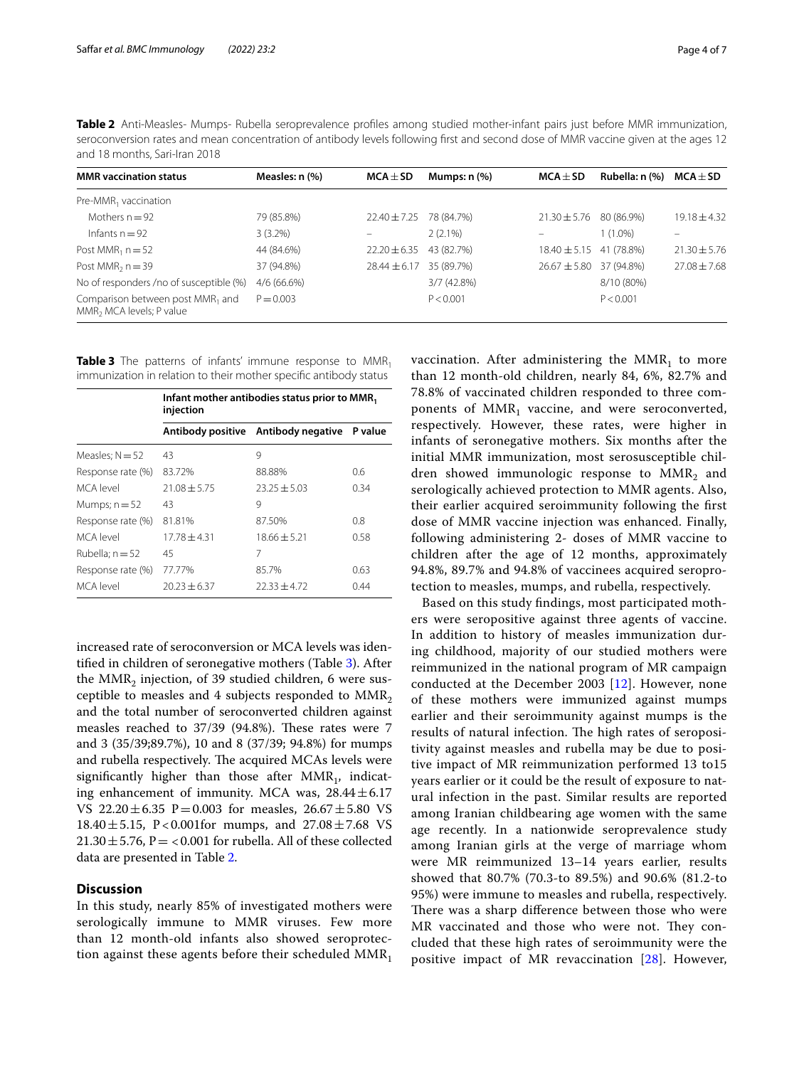**Table 2** Anti-Measles- Mumps- Rubella seroprevalence profiles among studied mother-infant pairs just before MMR immunization, seroconversion rates and mean concentration of antibody levels following first and second dose of MMR vaccine given at the ages 12 and 18 months, Sari-Iran 2018

| MMR vaccination status | Measles: n (%) | MCA ± SD | Mumps: n (%) | MCA ± SD | Rubella: n (%) | MCA ± SD |
|---|---|---|---|---|---|---|
| Pre-$MMR_1$ vaccination | | | | | | |
| Mothers n = 92 | 79 (85.8%) | 22.40 ± 7.25 | 78 (84.7%) | 21.30 ± 5.76 | 80 (86.9%) | 19.18 ± 4.32 |
| Infants n = 92 | 3 (3.2%) | – | 2 (2.1%) | – | 1 (1.0%) | – |
| Post $MMR_1$ n = 52 | 44 (84.6%) | 22.20 ± 6.35 | 43 (82.7%) | 18.40 ± 5.15 | 41 (78.8%) | 21.30 ± 5.76 |
| Post $MMR_2$ n = 39 | 37 (94.8%) | 28.44 ± 6.17 | 35 (89.7%) | 26.67 ± 5.80 | 37 (94.8%) | 27.08 ± 7.68 |
| No of responders /no of susceptible (%) | 4/6 (66.6%) | | 3/7 (42.8%) | | 8/10 (80%) | |
| Comparison between post $MMR_1$ and $MMR_2$ MCA levels; P value | P = 0.003 | | P < 0.001 | | P < 0.001 | |

**Table 3** The patterns of infants' immune response to $MMR_1$ immunization in relation to their mother specific antibody status

| | Infant mother antibodies status prior to $MMR_1$ injection | | |
|---|---|---|---|
| | Antibody positive | Antibody negative | P value |
| Measles; N = 52 | 43 | 9 | |
| Response rate (%) | 83.72% | 88.88% | 0.6 |
| MCA level | 21.08 ± 5.75 | 23.25 ± 5.03 | 0.34 |
| Mumps; n = 52 | 43 | 9 | |
| Response rate (%) | 81.81% | 87.50% | 0.8 |
| MCA level | 17.78 ± 4.31 | 18.66 ± 5.21 | 0.58 |
| Rubella; n = 52 | 45 | 7 | |
| Response rate (%) | 77.77% | 85.7% | 0.63 |
| MCA level | 20.23 ± 6.37 | 22.33 ± 4.72 | 0.44 |

increased rate of seroconversion or MCA levels was identified in children of seronegative mothers (Table 3). After the $MMR_2$ injection, of 39 studied children, 6 were susceptible to measles and 4 subjects responded to $MMR_2$ and the total number of seroconverted children against measles reached to 37/39 (94.8%). These rates were 7 and 3 (35/39;89.7%), 10 and 8 (37/39; 94.8%) for mumps and rubella respectively. The acquired MCAs levels were significantly higher than those after $MMR_1$, indicating enhancement of immunity. MCA was, 28.44 ± 6.17 VS 22.20 ± 6.35 P = 0.003 for measles, 26.67 ± 5.80 VS 18.40 ± 5.15, P < 0.001for mumps, and 27.08 ± 7.68 VS 21.30 ± 5.76, P = < 0.001 for rubella. All of these collected data are presented in Table 2.

## Discussion

In this study, nearly 85% of investigated mothers were serologically immune to MMR viruses. Few more than 12 month-old infants also showed seroprotection against these agents before their scheduled $MMR_1$ vaccination. After administering the $MMR_1$ to more than 12 month-old children, nearly 84, 6%, 82.7% and 78.8% of vaccinated children responded to three components of $MMR_1$ vaccine, and were seroconverted, respectively. However, these rates, were higher in infants of seronegative mothers. Six months after the initial MMR immunization, most serosusceptible children showed immunologic response to $MMR_2$ and serologically achieved protection to MMR agents. Also, their earlier acquired seroimmunity following the first dose of MMR vaccine injection was enhanced. Finally, following administering 2- doses of MMR vaccine to children after the age of 12 months, approximately 94.8%, 89.7% and 94.8% of vaccinees acquired seroprotection to measles, mumps, and rubella, respectively.

Based on this study findings, most participated mothers were seropositive against three agents of vaccine. In addition to history of measles immunization during childhood, majority of our studied mothers were reimmunized in the national program of MR campaign conducted at the December 2003 [12]. However, none of these mothers were immunized against mumps earlier and their seroimmunity against mumps is the results of natural infection. The high rates of seropositivity against measles and rubella may be due to positive impact of MR reimmunization performed 13 to15 years earlier or it could be the result of exposure to natural infection in the past. Similar results are reported among Iranian childbearing age women with the same age recently. In a nationwide seroprevalence study among Iranian girls at the verge of marriage whom were MR reimmunized 13–14 years earlier, results showed that 80.7% (70.3-to 89.5%) and 90.6% (81.2-to 95%) were immune to measles and rubella, respectively. There was a sharp difference between those who were MR vaccinated and those who were not. They concluded that these high rates of seroimmunity were the positive impact of MR revaccination [28]. However,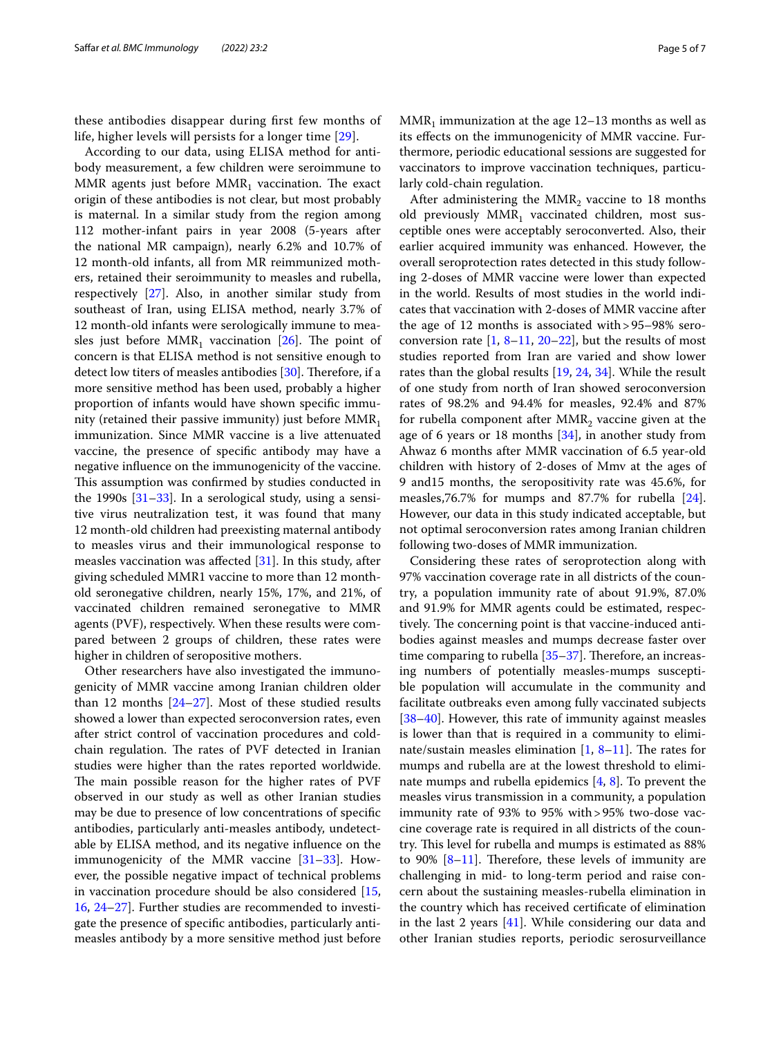these antibodies disappear during first few months of life, higher levels will persists for a longer time [29].

According to our data, using ELISA method for antibody measurement, a few children were seroimmune to MMR agents just before $MMR_1$ vaccination. The exact origin of these antibodies is not clear, but most probably is maternal. In a similar study from the region among 112 mother-infant pairs in year 2008 (5-years after the national MR campaign), nearly 6.2% and 10.7% of 12 month-old infants, all from MR reimmunized mothers, retained their seroimmunity to measles and rubella, respectively [27]. Also, in another similar study from southeast of Iran, using ELISA method, nearly 3.7% of 12 month-old infants were serologically immune to measles just before $MMR_1$ vaccination [26]. The point of concern is that ELISA method is not sensitive enough to detect low titers of measles antibodies [30]. Therefore, if a more sensitive method has been used, probably a higher proportion of infants would have shown specific immunity (retained their passive immunity) just before $MMR_1$ immunization. Since MMR vaccine is a live attenuated vaccine, the presence of specific antibody may have a negative influence on the immunogenicity of the vaccine. This assumption was confirmed by studies conducted in the 1990s [31–33]. In a serological study, using a sensitive virus neutralization test, it was found that many 12 month-old children had preexisting maternal antibody to measles virus and their immunological response to measles vaccination was affected [31]. In this study, after giving scheduled MMR1 vaccine to more than 12 month-old seronegative children, nearly 15%, 17%, and 21%, of vaccinated children remained seronegative to MMR agents (PVF), respectively. When these results were compared between 2 groups of children, these rates were higher in children of seropositive mothers.

Other researchers have also investigated the immunogenicity of MMR vaccine among Iranian children older than 12 months [24–27]. Most of these studied results showed a lower than expected seroconversion rates, even after strict control of vaccination procedures and cold-chain regulation. The rates of PVF detected in Iranian studies were higher than the rates reported worldwide. The main possible reason for the higher rates of PVF observed in our study as well as other Iranian studies may be due to presence of low concentrations of specific antibodies, particularly anti-measles antibody, undetectable by ELISA method, and its negative influence on the immunogenicity of the MMR vaccine [31–33]. However, the possible negative impact of technical problems in vaccination procedure should be also considered [15, 16, 24–27]. Further studies are recommended to investigate the presence of specific antibodies, particularly anti-measles antibody by a more sensitive method just before $MMR_1$ immunization at the age 12–13 months as well as its effects on the immunogenicity of MMR vaccine. Furthermore, periodic educational sessions are suggested for vaccinators to improve vaccination techniques, particularly cold-chain regulation.

After administering the $MMR_2$ vaccine to 18 months old previously $MMR_1$ vaccinated children, most susceptible ones were acceptably seroconverted. Also, their earlier acquired immunity was enhanced. However, the overall seroprotection rates detected in this study following 2-doses of MMR vaccine were lower than expected in the world. Results of most studies in the world indicates that vaccination with 2-doses of MMR vaccine after the age of 12 months is associated with >95–98% seroconversion rate [1, 8–11, 20–22], but the results of most studies reported from Iran are varied and show lower rates than the global results [19, 24, 34]. While the result of one study from north of Iran showed seroconversion rates of 98.2% and 94.4% for measles, 92.4% and 87% for rubella component after $MMR_2$ vaccine given at the age of 6 years or 18 months [34], in another study from Ahwaz 6 months after MMR vaccination of 6.5 year-old children with history of 2-doses of Mmv at the ages of 9 and15 months, the seropositivity rate was 45.6%, for measles,76.7% for mumps and 87.7% for rubella [24]. However, our data in this study indicated acceptable, but not optimal seroconversion rates among Iranian children following two-doses of MMR immunization.

Considering these rates of seroprotection along with 97% vaccination coverage rate in all districts of the country, a population immunity rate of about 91.9%, 87.0% and 91.9% for MMR agents could be estimated, respectively. The concerning point is that vaccine-induced antibodies against measles and mumps decrease faster over time comparing to rubella [35–37]. Therefore, an increasing numbers of potentially measles-mumps susceptible population will accumulate in the community and facilitate outbreaks even among fully vaccinated subjects [38–40]. However, this rate of immunity against measles is lower than that is required in a community to eliminate/sustain measles elimination [1, 8–11]. The rates for mumps and rubella are at the lowest threshold to eliminate mumps and rubella epidemics [4, 8]. To prevent the measles virus transmission in a community, a population immunity rate of 93% to 95% with >95% two-dose vaccine coverage rate is required in all districts of the country. This level for rubella and mumps is estimated as 88% to 90% [8–11]. Therefore, these levels of immunity are challenging in mid- to long-term period and raise concern about the sustaining measles-rubella elimination in the country which has received certificate of elimination in the last 2 years [41]. While considering our data and other Iranian studies reports, periodic serosurveillance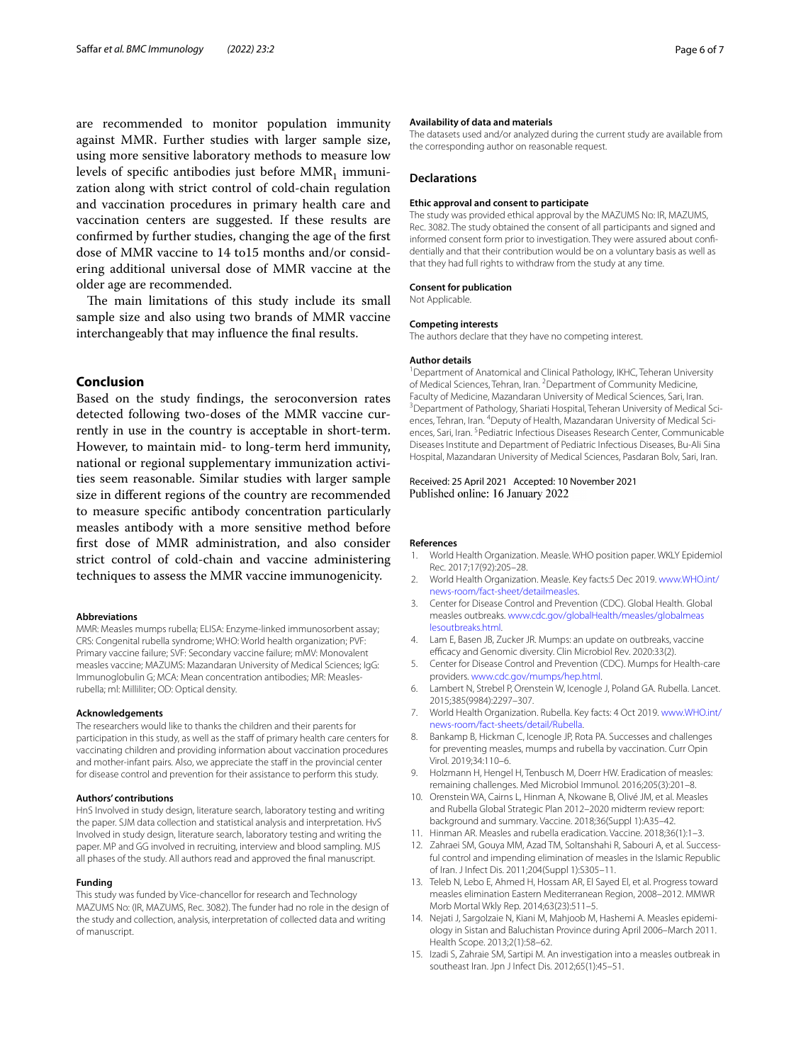are recommended to monitor population immunity against MMR. Further studies with larger sample size, using more sensitive laboratory methods to measure low levels of specific antibodies just before $MMR_1$ immunization along with strict control of cold-chain regulation and vaccination procedures in primary health care and vaccination centers are suggested. If these results are confirmed by further studies, changing the age of the first dose of MMR vaccine to 14 to15 months and/or considering additional universal dose of MMR vaccine at the older age are recommended.

The main limitations of this study include its small sample size and also using two brands of MMR vaccine interchangeably that may influence the final results.

## Conclusion

Based on the study findings, the seroconversion rates detected following two-doses of the MMR vaccine currently in use in the country is acceptable in short-term. However, to maintain mid- to long-term herd immunity, national or regional supplementary immunization activities seem reasonable. Similar studies with larger sample size in different regions of the country are recommended to measure specific antibody concentration particularly measles antibody with a more sensitive method before first dose of MMR administration, and also consider strict control of cold-chain and vaccine administering techniques to assess the MMR vaccine immunogenicity.

#### Abbreviations

MMR: Measles mumps rubella; ELISA: Enzyme-linked immunosorbent assay; CRS: Congenital rubella syndrome; WHO: World health organization; PVF: Primary vaccine failure; SVF: Secondary vaccine failure; mMV: Monovalent measles vaccine; MAZUMS: Mazandaran University of Medical Sciences; IgG: Immunoglobulin G; MCA: Mean concentration antibodies; MR: Measles-rubella; ml: Milliliter; OD: Optical density.

#### Acknowledgements

The researchers would like to thanks the children and their parents for participation in this study, as well as the staff of primary health care centers for vaccinating children and providing information about vaccination procedures and mother-infant pairs. Also, we appreciate the staff in the provincial center for disease control and prevention for their assistance to perform this study.

#### Authors' contributions

HnS Involved in study design, literature search, laboratory testing and writing the paper. SJM data collection and statistical analysis and interpretation. HvS Involved in study design, literature search, laboratory testing and writing the paper. MP and GG involved in recruiting, interview and blood sampling. MJS all phases of the study. All authors read and approved the final manuscript.

#### Funding

This study was funded by Vice-chancellor for research and Technology MAZUMS No: (IR, MAZUMS, Rec. 3082). The funder had no role in the design of the study and collection, analysis, interpretation of collected data and writing of manuscript.

#### Availability of data and materials

The datasets used and/or analyzed during the current study are available from the corresponding author on reasonable request.

## Declarations

#### Ethic approval and consent to participate

The study was provided ethical approval by the MAZUMS No: IR, MAZUMS, Rec. 3082. The study obtained the consent of all participants and signed and informed consent form prior to investigation. They were assured about confidentially and that their contribution would be on a voluntary basis as well as that they had full rights to withdraw from the study at any time.

#### Consent for publication

Not Applicable.

#### Competing interests

The authors declare that they have no competing interest.

#### Author details

[1]Department of Anatomical and Clinical Pathology, IKHC, Teheran University of Medical Sciences, Tehran, Iran. [2]Department of Community Medicine, Faculty of Medicine, Mazandaran University of Medical Sciences, Sari, Iran. [3]Department of Pathology, Shariati Hospital, Teheran University of Medical Sciences, Tehran, Iran. [4]Deputy of Health, Mazandaran University of Medical Sciences, Sari, Iran. [5]Pediatric Infectious Diseases Research Center, Communicable Diseases Institute and Department of Pediatric Infectious Diseases, Bu-Ali Sina Hospital, Mazandaran University of Medical Sciences, Pasdaran Bolv, Sari, Iran.

Received: 25 April 2021 Accepted: 10 November 2021
Published online: 16 January 2022

#### References

1. World Health Organization. Measle. WHO position paper. WKLY Epidemiol Rec. 2017;17(92):205–28.
2. World Health Organization. Measle. Key facts:5 Dec 2019. www.WHO.int/news-room/fact-sheet/detailmeasles.
3. Center for Disease Control and Prevention (CDC). Global Health. Global measles outbreaks. www.cdc.gov/globalHealth/measles/globalmeaslesoutbreaks.html.
4. Lam E, Basen JB, Zucker JR. Mumps: an update on outbreaks, vaccine efficacy and Genomic diversity. Clin Microbiol Rev. 2020:33(2).
5. Center for Disease Control and Prevention (CDC). Mumps for Health-care providers. www.cdc.gov/mumps/hep.html.
6. Lambert N, Strebel P, Orenstein W, Icenogle J, Poland GA. Rubella. Lancet. 2015;385(9984):2297–307.
7. World Health Organization. Rubella. Key facts: 4 Oct 2019. www.WHO.int/news-room/fact-sheets/detail/Rubella.
8. Bankamp B, Hickman C, Icenogle JP, Rota PA. Successes and challenges for preventing measles, mumps and rubella by vaccination. Curr Opin Virol. 2019;34:110–6.
9. Holzmann H, Hengel H, Tenbusch M, Doerr HW. Eradication of measles: remaining challenges. Med Microbiol Immunol. 2016;205(3):201–8.
10. Orenstein WA, Cairns L, Hinman A, Nkowane B, Olivé JM, et al. Measles and Rubella Global Strategic Plan 2012–2020 midterm review report: background and summary. Vaccine. 2018;36(Suppl 1):A35–42.
11. Hinman AR. Measles and rubella eradication. Vaccine. 2018;36(1):1–3.
12. Zahraei SM, Gouya MM, Azad TM, Soltanshahi R, Sabouri A, et al. Successful control and impending elimination of measles in the Islamic Republic of Iran. J Infect Dis. 2011;204(Suppl 1):S305–11.
13. Teleb N, Lebo E, Ahmed H, Hossam AR, El Sayed El, et al. Progress toward measles elimination Eastern Mediterranean Region, 2008–2012. MMWR Morb Mortal Wkly Rep. 2014;63(23):511–5.
14. Nejati J, Sargolzaie N, Kiani M, Mahjoob M, Hashemi A. Measles epidemiology in Sistan and Baluchistan Province during April 2006–March 2011. Health Scope. 2013;2(1):58–62.
15. Izadi S, Zahraie SM, Sartipi M. An investigation into a measles outbreak in southeast Iran. Jpn J Infect Dis. 2012;65(1):45–51.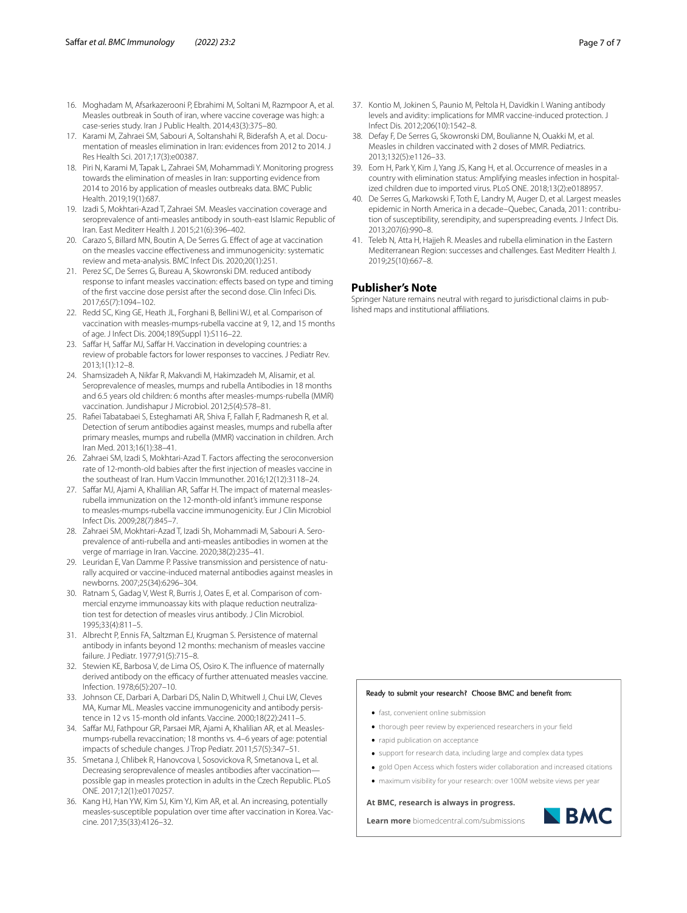16. Moghadam M, Afsarkazerooni P, Ebrahimi M, Soltani M, Razmpoor A, et al. Measles outbreak in South of iran, where vaccine coverage was high: a case-series study. Iran J Public Health. 2014;43(3):375–80.
17. Karami M, Zahraei SM, Sabouri A, Soltanshahi R, Biderafsh A, et al. Documentation of measles elimination in Iran: evidences from 2012 to 2014. J Res Health Sci. 2017;17(3):e00387.
18. Piri N, Karami M, Tapak L, Zahraei SM, Mohammadi Y. Monitoring progress towards the elimination of measles in Iran: supporting evidence from 2014 to 2016 by application of measles outbreaks data. BMC Public Health. 2019;19(1):687.
19. Izadi S, Mokhtari-Azad T, Zahraei SM. Measles vaccination coverage and seroprevalence of anti-measles antibody in south-east Islamic Republic of Iran. East Mediterr Health J. 2015;21(6):396–402.
20. Carazo S, Billard MN, Boutin A, De Serres G. Effect of age at vaccination on the measles vaccine effectiveness and immunogenicity: systematic review and meta-analysis. BMC Infect Dis. 2020;20(1):251.
21. Perez SC, De Serres G, Bureau A, Skowronski DM. reduced antibody response to infant measles vaccination: effects based on type and timing of the first vaccine dose persist after the second dose. Clin Infeci Dis. 2017;65(7):1094–102.
22. Redd SC, King GE, Heath JL, Forghani B, Bellini WJ, et al. Comparison of vaccination with measles-mumps-rubella vaccine at 9, 12, and 15 months of age. J Infect Dis. 2004;189(Suppl 1):S116–22.
23. Saffar H, Saffar MJ, Saffar H. Vaccination in developing countries: a review of probable factors for lower responses to vaccines. J Pediatr Rev. 2013;1(1):12–8.
24. Shamsizadeh A, Nikfar R, Makvandi M, Hakimzadeh M, Alisamir, et al. Seroprevalence of measles, mumps and rubella Antibodies in 18 months and 6.5 years old children: 6 months after measles-mumps-rubella (MMR) vaccination. Jundishapur J Microbiol. 2012;5(4):578–81.
25. Rafiei Tabatabaei S, Esteghamati AR, Shiva F, Fallah F, Radmanesh R, et al. Detection of serum antibodies against measles, mumps and rubella after primary measles, mumps and rubella (MMR) vaccination in children. Arch Iran Med. 2013;16(1):38–41.
26. Zahraei SM, Izadi S, Mokhtari-Azad T. Factors affecting the seroconversion rate of 12-month-old babies after the first injection of measles vaccine in the southeast of Iran. Hum Vaccin Immunother. 2016;12(12):3118–24.
27. Saffar MJ, Ajami A, Khalilian AR, Saffar H. The impact of maternal measles-rubella immunization on the 12-month-old infant's immune response to measles-mumps-rubella vaccine immunogenicity. Eur J Clin Microbiol Infect Dis. 2009;28(7):845–7.
28. Zahraei SM, Mokhtari-Azad T, Izadi Sh, Mohammadi M, Sabouri A. Seroprevalence of anti-rubella and anti-measles antibodies in women at the verge of marriage in Iran. Vaccine. 2020;38(2):235–41.
29. Leuridan E, Van Damme P. Passive transmission and persistence of naturally acquired or vaccine-induced maternal antibodies against measles in newborns. 2007;25(34):6296–304.
30. Ratnam S, Gadag V, West R, Burris J, Oates E, et al. Comparison of commercial enzyme immunoassay kits with plaque reduction neutralization test for detection of measles virus antibody. J Clin Microbiol. 1995;33(4):811–5.
31. Albrecht P, Ennis FA, Saltzman EJ, Krugman S. Persistence of maternal antibody in infants beyond 12 months: mechanism of measles vaccine failure. J Pediatr. 1977;91(5):715–8.
32. Stewien KE, Barbosa V, de Lima OS, Osiro K. The influence of maternally derived antibody on the efficacy of further attenuated measles vaccine. Infection. 1978;6(5):207–10.
33. Johnson CE, Darbari A, Darbari DS, Nalin D, Whitwell J, Chui LW, Cleves MA, Kumar ML. Measles vaccine immunogenicity and antibody persistence in 12 vs 15-month old infants. Vaccine. 2000;18(22):2411–5.
34. Saffar MJ, Fathpour GR, Parsaei MR, Ajami A, Khalilian AR, et al. Measles-mumps-rubella revaccination; 18 months vs. 4–6 years of age: potential impacts of schedule changes. J Trop Pediatr. 2011;57(5):347–51.
35. Smetana J, Chlibek R, Hanovcova I, Sosovickova R, Smetanova L, et al. Decreasing seroprevalence of measles antibodies after vaccination—possible gap in measles protection in adults in the Czech Republic. PLoS ONE. 2017;12(1):e0170257.
36. Kang HJ, Han YW, Kim SJ, Kim YJ, Kim AR, et al. An increasing, potentially measles-susceptible population over time after vaccination in Korea. Vaccine. 2017;35(33):4126–32.
37. Kontio M, Jokinen S, Paunio M, Peltola H, Davidkin I. Waning antibody levels and avidity: implications for MMR vaccine-induced protection. J Infect Dis. 2012;206(10):1542–8.
38. Defay F, De Serres G, Skowronski DM, Boulianne N, Ouakki M, et al. Measles in children vaccinated with 2 doses of MMR. Pediatrics. 2013;132(5):e1126–33.
39. Eom H, Park Y, Kim J, Yang JS, Kang H, et al. Occurrence of measles in a country with elimination status: Amplifying measles infection in hospitalized children due to imported virus. PLoS ONE. 2018;13(2):e0188957.
40. De Serres G, Markowski F, Toth E, Landry M, Auger D, et al. Largest measles epidemic in North America in a decade–Quebec, Canada, 2011: contribution of susceptibility, serendipity, and superspreading events. J Infect Dis. 2013;207(6):990–8.
41. Teleb N, Atta H, Hajjeh R. Measles and rubella elimination in the Eastern Mediterranean Region: successes and challenges. East Mediterr Health J. 2019;25(10):667–8.

## Publisher's Note

Springer Nature remains neutral with regard to jurisdictional claims in published maps and institutional affiliations.

Ready to submit your research? Choose BMC and benefit from:

- fast, convenient online submission
- thorough peer review by experienced researchers in your field
- rapid publication on acceptance
- support for research data, including large and complex data types
- gold Open Access which fosters wider collaboration and increased citations
- maximum visibility for your research: over 100M website views per year

**At BMC, research is always in progress.**

**Learn more** biomedcentral.com/submissions

BMC